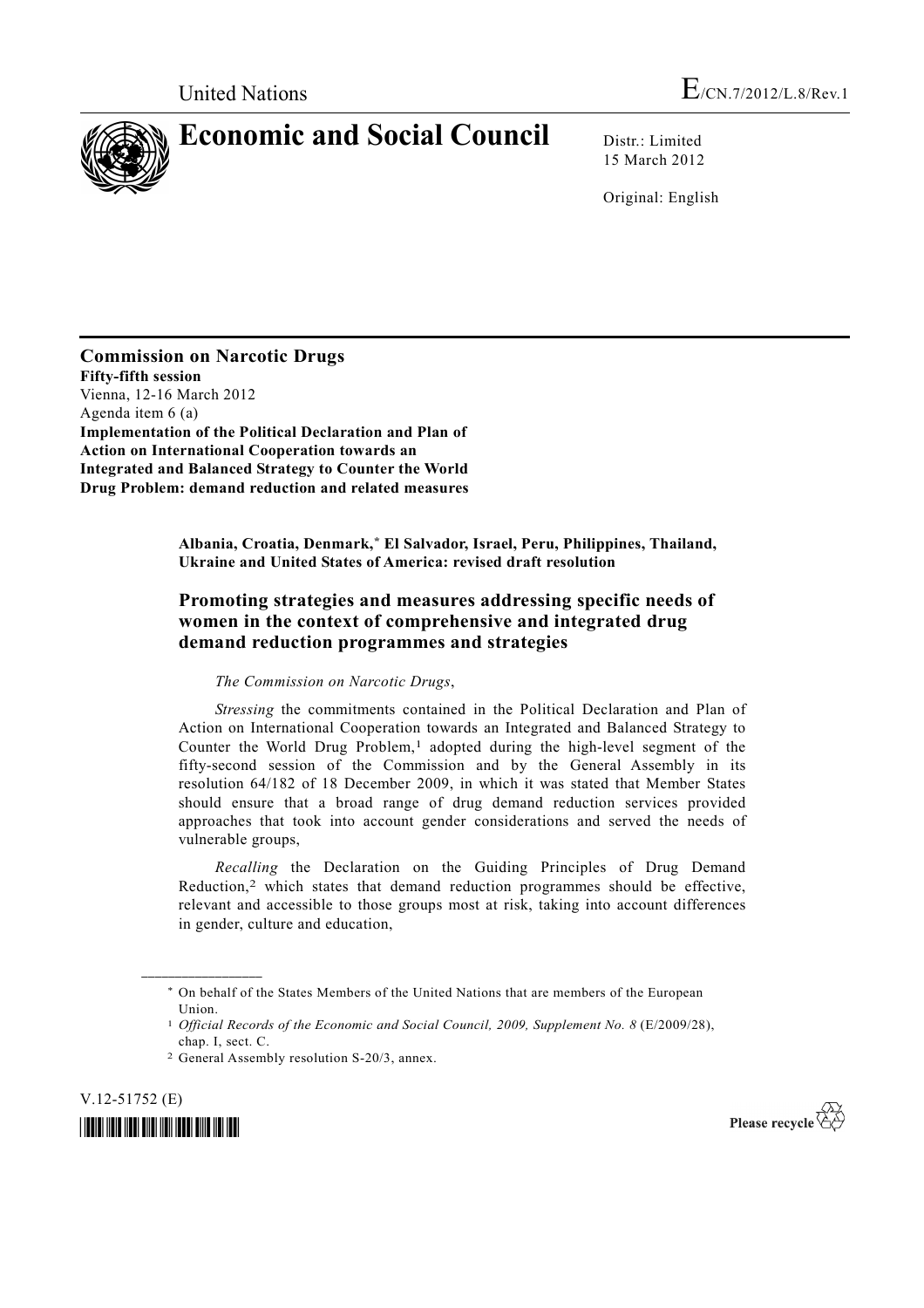United Nations

# Economic and Social Council

E/CN.7/2012/L.8/Rev.1

Distr.: Limited
15 March 2012

Original: English

**Commission on Narcotic Drugs**
**Fifty-fifth session**
Vienna, 12-16 March 2012
Agenda item 6 (a)
**Implementation of the Political Declaration and Plan of Action on International Cooperation towards an Integrated and Balanced Strategy to Counter the World Drug Problem: demand reduction and related measures**

**Albania, Croatia, Denmark,\* El Salvador, Israel, Peru, Philippines, Thailand, Ukraine and United States of America: revised draft resolution**

## Promoting strategies and measures addressing specific needs of women in the context of comprehensive and integrated drug demand reduction programmes and strategies

*The Commission on Narcotic Drugs*,

*Stressing* the commitments contained in the Political Declaration and Plan of Action on International Cooperation towards an Integrated and Balanced Strategy to Counter the World Drug Problem,[1] adopted during the high-level segment of the fifty-second session of the Commission and by the General Assembly in its resolution 64/182 of 18 December 2009, in which it was stated that Member States should ensure that a broad range of drug demand reduction services provided approaches that took into account gender considerations and served the needs of vulnerable groups,

*Recalling* the Declaration on the Guiding Principles of Drug Demand Reduction,[2] which states that demand reduction programmes should be effective, relevant and accessible to those groups most at risk, taking into account differences in gender, culture and education,

---

\* On behalf of the States Members of the United Nations that are members of the European Union.

[1] *Official Records of the Economic and Social Council, 2009, Supplement No. 8* (E/2009/28), chap. I, sect. C.

[2] General Assembly resolution S-20/3, annex.

V.12-51752 (E)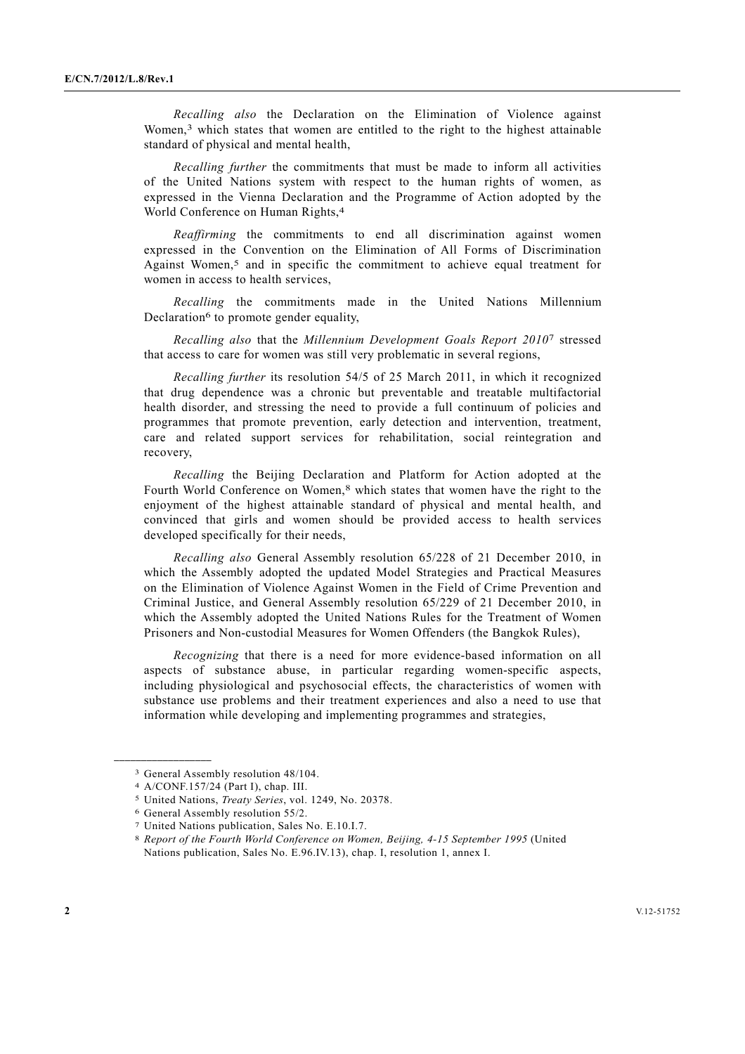*Recalling also* the Declaration on the Elimination of Violence against Women,[3] which states that women are entitled to the right to the highest attainable standard of physical and mental health,

*Recalling further* the commitments that must be made to inform all activities of the United Nations system with respect to the human rights of women, as expressed in the Vienna Declaration and the Programme of Action adopted by the World Conference on Human Rights,[4]

*Reaffirming* the commitments to end all discrimination against women expressed in the Convention on the Elimination of All Forms of Discrimination Against Women,[5] and in specific the commitment to achieve equal treatment for women in access to health services,

*Recalling* the commitments made in the United Nations Millennium Declaration[6] to promote gender equality,

*Recalling also* that the *Millennium Development Goals Report 2010*[7] stressed that access to care for women was still very problematic in several regions,

*Recalling further* its resolution 54/5 of 25 March 2011, in which it recognized that drug dependence was a chronic but preventable and treatable multifactorial health disorder, and stressing the need to provide a full continuum of policies and programmes that promote prevention, early detection and intervention, treatment, care and related support services for rehabilitation, social reintegration and recovery,

*Recalling* the Beijing Declaration and Platform for Action adopted at the Fourth World Conference on Women,[8] which states that women have the right to the enjoyment of the highest attainable standard of physical and mental health, and convinced that girls and women should be provided access to health services developed specifically for their needs,

*Recalling also* General Assembly resolution 65/228 of 21 December 2010, in which the Assembly adopted the updated Model Strategies and Practical Measures on the Elimination of Violence Against Women in the Field of Crime Prevention and Criminal Justice, and General Assembly resolution 65/229 of 21 December 2010, in which the Assembly adopted the United Nations Rules for the Treatment of Women Prisoners and Non-custodial Measures for Women Offenders (the Bangkok Rules),

*Recognizing* that there is a need for more evidence-based information on all aspects of substance abuse, in particular regarding women-specific aspects, including physiological and psychosocial effects, the characteristics of women with substance use problems and their treatment experiences and also a need to use that information while developing and implementing programmes and strategies,

---

[3] General Assembly resolution 48/104.

[4] A/CONF.157/24 (Part I), chap. III.

[5] United Nations, *Treaty Series*, vol. 1249, No. 20378.

[6] General Assembly resolution 55/2.

[7] United Nations publication, Sales No. E.10.I.7.

[8] *Report of the Fourth World Conference on Women, Beijing, 4-15 September 1995* (United Nations publication, Sales No. E.96.IV.13), chap. I, resolution 1, annex I.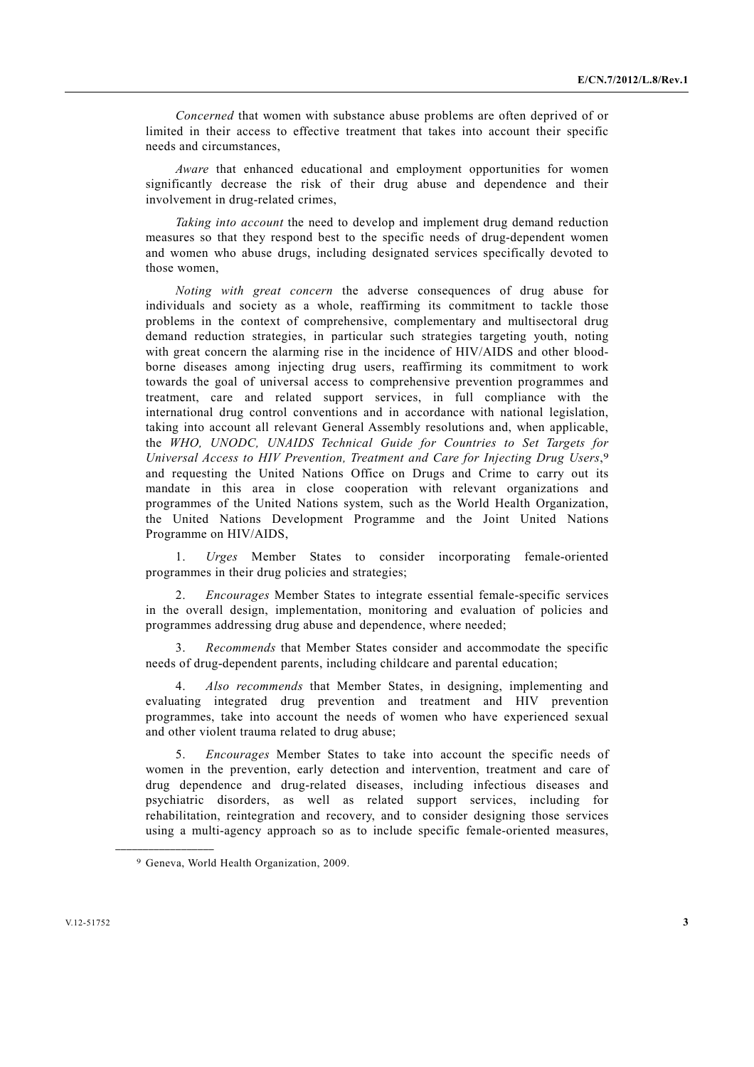*Concerned* that women with substance abuse problems are often deprived of or limited in their access to effective treatment that takes into account their specific needs and circumstances,

*Aware* that enhanced educational and employment opportunities for women significantly decrease the risk of their drug abuse and dependence and their involvement in drug-related crimes,

*Taking into account* the need to develop and implement drug demand reduction measures so that they respond best to the specific needs of drug-dependent women and women who abuse drugs, including designated services specifically devoted to those women,

*Noting with great concern* the adverse consequences of drug abuse for individuals and society as a whole, reaffirming its commitment to tackle those problems in the context of comprehensive, complementary and multisectoral drug demand reduction strategies, in particular such strategies targeting youth, noting with great concern the alarming rise in the incidence of HIV/AIDS and other blood-borne diseases among injecting drug users, reaffirming its commitment to work towards the goal of universal access to comprehensive prevention programmes and treatment, care and related support services, in full compliance with the international drug control conventions and in accordance with national legislation, taking into account all relevant General Assembly resolutions and, when applicable, the *WHO, UNODC, UNAIDS Technical Guide for Countries to Set Targets for Universal Access to HIV Prevention, Treatment and Care for Injecting Drug Users*,[9] and requesting the United Nations Office on Drugs and Crime to carry out its mandate in this area in close cooperation with relevant organizations and programmes of the United Nations system, such as the World Health Organization, the United Nations Development Programme and the Joint United Nations Programme on HIV/AIDS,

1. *Urges* Member States to consider incorporating female-oriented programmes in their drug policies and strategies;

2. *Encourages* Member States to integrate essential female-specific services in the overall design, implementation, monitoring and evaluation of policies and programmes addressing drug abuse and dependence, where needed;

3. *Recommends* that Member States consider and accommodate the specific needs of drug-dependent parents, including childcare and parental education;

4. *Also recommends* that Member States, in designing, implementing and evaluating integrated drug prevention and treatment and HIV prevention programmes, take into account the needs of women who have experienced sexual and other violent trauma related to drug abuse;

5. *Encourages* Member States to take into account the specific needs of women in the prevention, early detection and intervention, treatment and care of drug dependence and drug-related diseases, including infectious diseases and psychiatric disorders, as well as related support services, including for rehabilitation, reintegration and recovery, and to consider designing those services using a multi-agency approach so as to include specific female-oriented measures,

---

[9] Geneva, World Health Organization, 2009.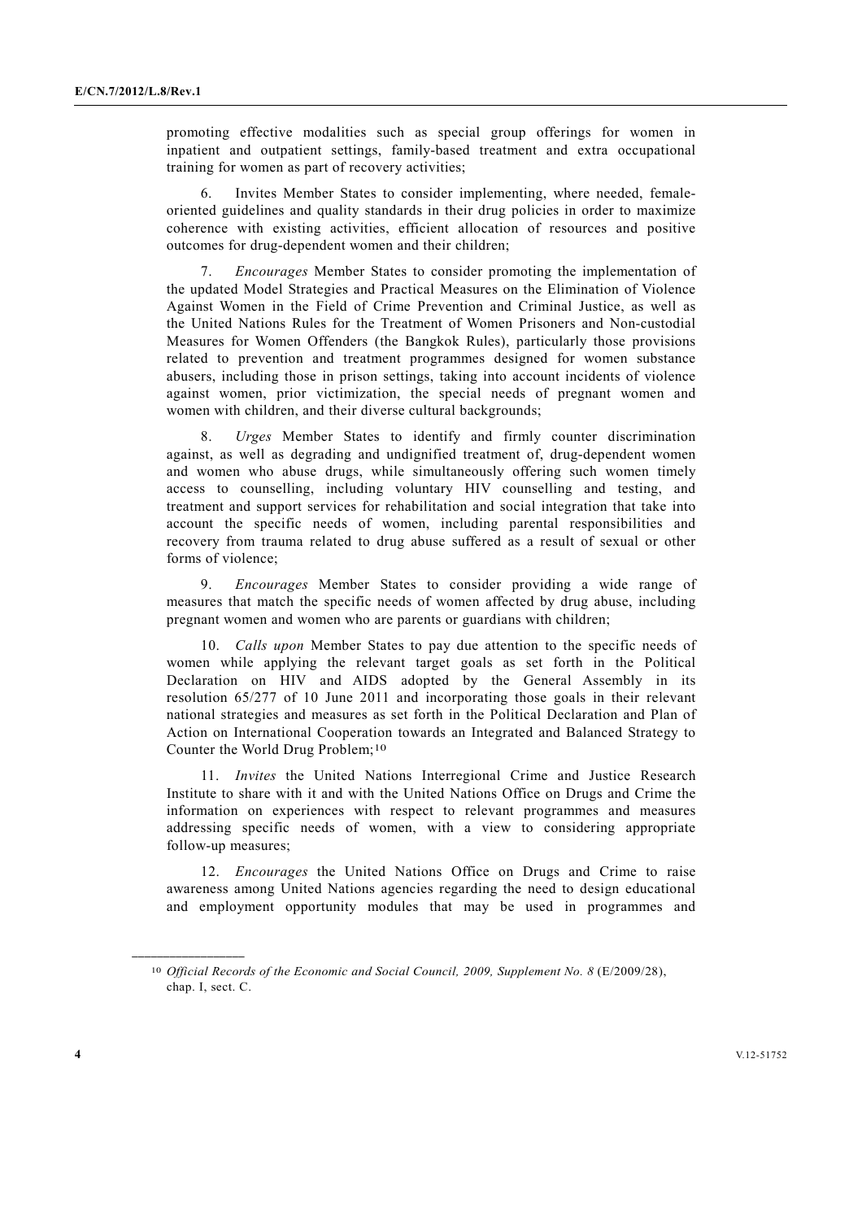promoting effective modalities such as special group offerings for women in inpatient and outpatient settings, family-based treatment and extra occupational training for women as part of recovery activities;

6. Invites Member States to consider implementing, where needed, female-oriented guidelines and quality standards in their drug policies in order to maximize coherence with existing activities, efficient allocation of resources and positive outcomes for drug-dependent women and their children;

7. *Encourages* Member States to consider promoting the implementation of the updated Model Strategies and Practical Measures on the Elimination of Violence Against Women in the Field of Crime Prevention and Criminal Justice, as well as the United Nations Rules for the Treatment of Women Prisoners and Non-custodial Measures for Women Offenders (the Bangkok Rules), particularly those provisions related to prevention and treatment programmes designed for women substance abusers, including those in prison settings, taking into account incidents of violence against women, prior victimization, the special needs of pregnant women and women with children, and their diverse cultural backgrounds;

8. *Urges* Member States to identify and firmly counter discrimination against, as well as degrading and undignified treatment of, drug-dependent women and women who abuse drugs, while simultaneously offering such women timely access to counselling, including voluntary HIV counselling and testing, and treatment and support services for rehabilitation and social integration that take into account the specific needs of women, including parental responsibilities and recovery from trauma related to drug abuse suffered as a result of sexual or other forms of violence;

9. *Encourages* Member States to consider providing a wide range of measures that match the specific needs of women affected by drug abuse, including pregnant women and women who are parents or guardians with children;

10. *Calls upon* Member States to pay due attention to the specific needs of women while applying the relevant target goals as set forth in the Political Declaration on HIV and AIDS adopted by the General Assembly in its resolution 65/277 of 10 June 2011 and incorporating those goals in their relevant national strategies and measures as set forth in the Political Declaration and Plan of Action on International Cooperation towards an Integrated and Balanced Strategy to Counter the World Drug Problem;[10]

11. *Invites* the United Nations Interregional Crime and Justice Research Institute to share with it and with the United Nations Office on Drugs and Crime the information on experiences with respect to relevant programmes and measures addressing specific needs of women, with a view to considering appropriate follow-up measures;

12. *Encourages* the United Nations Office on Drugs and Crime to raise awareness among United Nations agencies regarding the need to design educational and employment opportunity modules that may be used in programmes and

---

[10] *Official Records of the Economic and Social Council, 2009, Supplement No. 8* (E/2009/28), chap. I, sect. C.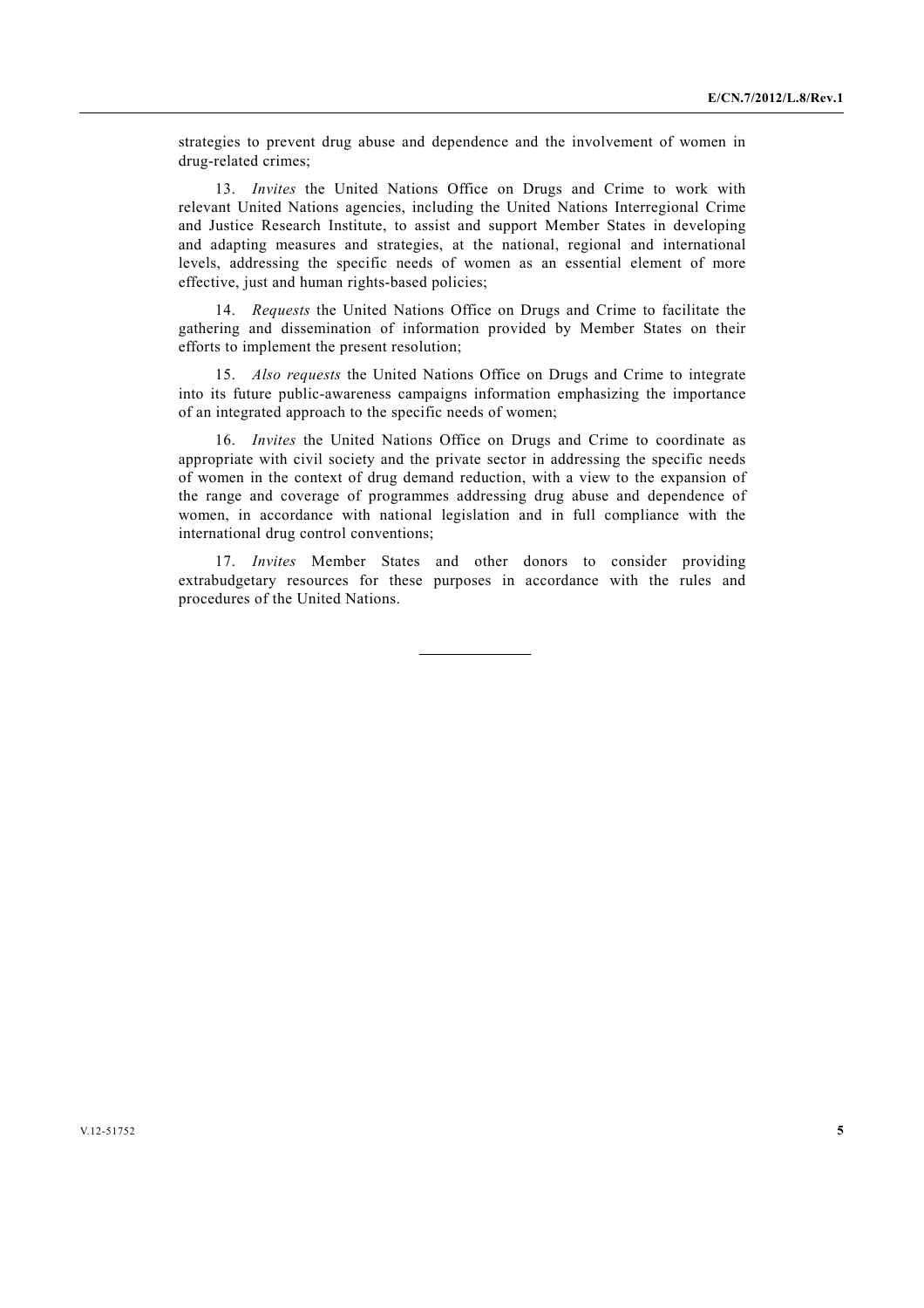strategies to prevent drug abuse and dependence and the involvement of women in drug-related crimes;

13. *Invites* the United Nations Office on Drugs and Crime to work with relevant United Nations agencies, including the United Nations Interregional Crime and Justice Research Institute, to assist and support Member States in developing and adapting measures and strategies, at the national, regional and international levels, addressing the specific needs of women as an essential element of more effective, just and human rights-based policies;

14. *Requests* the United Nations Office on Drugs and Crime to facilitate the gathering and dissemination of information provided by Member States on their efforts to implement the present resolution;

15. *Also requests* the United Nations Office on Drugs and Crime to integrate into its future public-awareness campaigns information emphasizing the importance of an integrated approach to the specific needs of women;

16. *Invites* the United Nations Office on Drugs and Crime to coordinate as appropriate with civil society and the private sector in addressing the specific needs of women in the context of drug demand reduction, with a view to the expansion of the range and coverage of programmes addressing drug abuse and dependence of women, in accordance with national legislation and in full compliance with the international drug control conventions;

17. *Invites* Member States and other donors to consider providing extrabudgetary resources for these purposes in accordance with the rules and procedures of the United Nations.